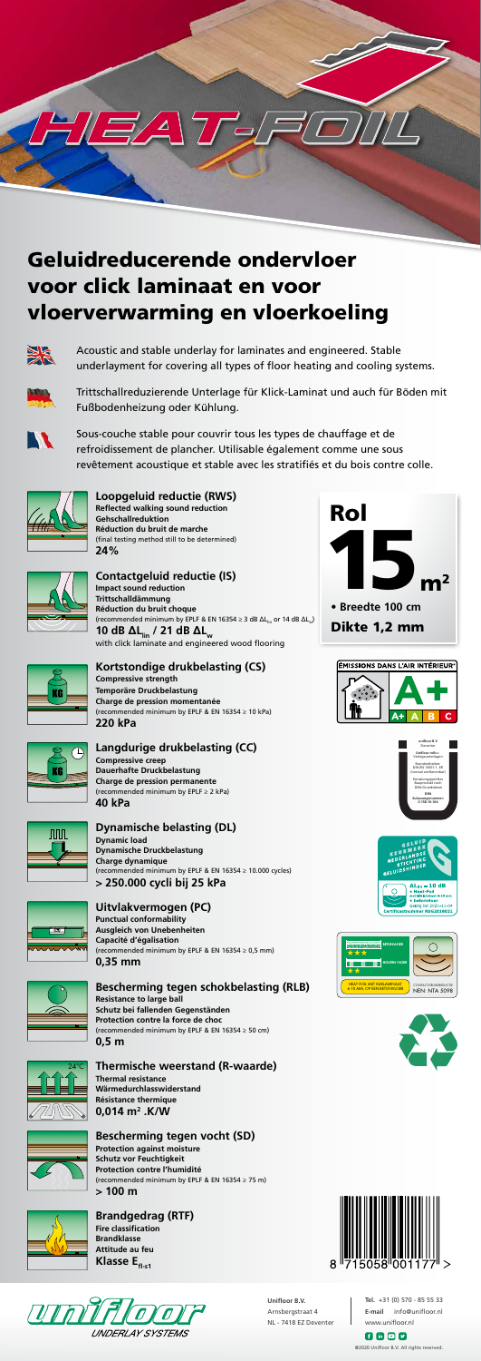# HEAT-FOIL

# Geluidreducerende ondervloer voor click laminaat en voor vloerverwarming en vloerkoeling

Acoustic and stable underlay for laminates and engineered. Stable underlayment for covering all types of floor heating and cooling systems.

Trittschallreduzierende Unterlage für Klick-Laminat und auch für Böden mit Fußbodenheizung oder Kühlung.

Sous-couche stable pour couvrir tous les types de chauffage et de refroidissement de plancher. Utilisable également comme une sous revêtement acoustique et stable avec les stratifiés et du bois contre colle.

**Loopgeluid reductie (RWS)**
**Reflected walking sound reduction**
**Gehschallreduktion**
**Réduction du bruit de marche**
(final testing method still to be determined)
**24%**

**Contactgeluid reductie (IS)**
**Impact sound reduction**
**Trittschalldämmung**
**Réduction du bruit choque**
(recommended minimum by EPLF & EN 16354 ≥ 3 dB $\Delta L_{lin}$ or 14 dB $\Delta L_w$)
**10 dB $\Delta L_{lin}$ / 21 dB $\Delta L_w$**
with click laminate and engineered wood flooring

**Kortstondige drukbelasting (CS)**
**Compressive strength**
**Temporäre Druckbelastung**
**Charge de pression momentanée**
(recommended minimum by EPLF & EN 16354 ≥ 10 kPa)
**220 kPa**

**Langdurige drukbelasting (CC)**
**Compressive creep**
**Dauerhafte Druckbelastung**
**Charge de pression permanente**
(recommended minimum by EPLF ≥ 2 kPa)
**40 kPa**

**Dynamische belasting (DL)**
**Dynamic load**
**Dynamische Druckbelastung**
**Charge dynamique**
(recommended minimum by EPLF & EN 16354 ≥ 10.000 cycles)
**> 250.000 cycli bij 25 kPa**

**Uitvlakvermogen (PC)**
**Punctual conformability**
**Ausgleich von Unebenheiten**
**Capacité d'égalisation**
(recommended minimum by EPLF & EN 16354 ≥ 0,5 mm)
**0,35 mm**

**Bescherming tegen schokbelasting (RLB)**
**Resistance to large ball**
**Schutz bei fallenden Gegenständen**
**Protection contre la force de choc**
(recommended minimum by EPLF & EN 16354 ≥ 50 cm)
**0,5 m**

**Thermische weerstand (R-waarde)**
**Thermal resistance**
**Wärmedurchlasswiderstand**
**Résistance thermique**
**0,014 m² .K/W**

**Bescherming tegen vocht (SD)**
**Protection against moisture**
**Schutz vor Feuchtigkeit**
**Protection contre l'humidité**
(recommended minimum by EPLF & EN 16354 ≥ 75 m)
**> 100 m**

**Brandgedrag (RTF)**
**Fire classification**
**Brandklasse**
**Attitude au feu**
**Klasse $E_{fl-s1}$**

**Rol**
**15 m²**
- Breedte 100 cm

**Dikte 1,2 mm**

ÉMISSIONS DANS L'AIR INTÉRIEUR
A+

Geluid Keurmerk Nederlandse Stichting Geluidhinder
$\Delta L_{lin}$ = 10 dB

NEN NTA 5098

8 715058 001177

Unifloor B.V.
Arnsbergstraat 4
NL - 7418 EZ Deventer

Tel. +31 (0) 570 - 85 55 33
E-mail info@unifloor.nl
www.unifloor.nl

©2020 Unifloor B.V. All rights reserved.

unifloor
UNDERLAY SYSTEMS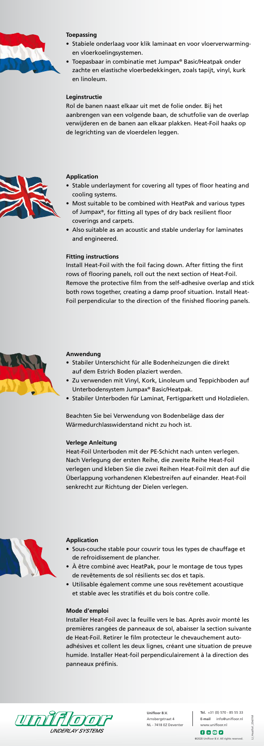**Toepassing**

- Stabiele onderlaag voor klik laminaat en voor vloerverwarming- en vloerkoelingsystemen.
- Toepasbaar in combinatie met Jumpax® Basic/Heatpak onder zachte en elastische vloerbedekkingen, zoals tapijt, vinyl, kurk en linoleum.

**Leginstructie**

Rol de banen naast elkaar uit met de folie onder. Bij het aanbrengen van een volgende baan, de schutfolie van de overlap verwijderen en de banen aan elkaar plakken. Heat-Foil haaks op de legrichting van de vloerdelen leggen.

**Application**

- Stable underlayment for covering all types of floor heating and cooling systems.
- Most suitable to be combined with HeatPak and various types of Jumpax®, for fitting all types of dry back resilient floor coverings and carpets.
- Also suitable as an acoustic and stable underlay for laminates and engineered.

**Fitting instructions**

Install Heat-Foil with the foil facing down. After fitting the first rows of flooring panels, roll out the next section of Heat-Foil. Remove the protective film from the self-adhesive overlap and stick both rows together, creating a damp proof situation. Install Heat-Foil perpendicular to the direction of the finished flooring panels.

**Anwendung**

- Stabiler Unterschicht für alle Bodenheizungen die direkt auf dem Estrich Boden plaziert werden.
- Zu verwenden mit Vinyl, Kork, Linoleum und Teppichboden auf Unterbodensystem Jumpax® Basic/Heatpak.
- Stabiler Unterboden für Laminat, Fertigparkett und Holzdielen.

Beachten Sie bei Verwendung von Bodenbeläge dass der Wärmedurchlasswiderstand nicht zu hoch ist.

**Verlege Anleitung**

Heat-Foil Unterboden mit der PE-Schicht nach unten verlegen. Nach Verlegung der ersten Reihe, die zweite Reihe Heat-Foil verlegen und kleben Sie die zwei Reihen Heat-Foil mit den auf die Überlappung vorhandenen Klebestreifen auf einander. Heat-Foil senkrecht zur Richtung der Dielen verlegen.

**Application**

- Sous-couche stable pour couvrir tous les types de chauffage et de refroidissement de plancher.
- À être combiné avec HeatPak, pour le montage de tous types de revêtements de sol résilients sec dos et tapis.
- Utilisable également comme une sous revêtement acoustique et stable avec les stratifiés et du bois contre colle.

**Mode d'emploi**

Installer Heat-Foil avec la feuille vers le bas. Après avoir monté les premières rangées de panneaux de sol, abaisser la section suivante de Heat-Foil. Retirer le film protecteur le chevauchement auto-adhésives et collent les deux lignes, créant une situation de preuve humide. Installer Heat-foil perpendiculairement à la direction des panneaux préfinis.

unifloor UNDERLAY SYSTEMS

**Unifloor B.V.**
Arnsbergstraat 4
NL - 7418 EZ Deventer

**Tel.** +31 (0) 570 - 85 55 33
**E-mail** info@unifloor.nl
www.unifloor.nl

©2020 Unifloor B.V. All rights reserved.

U_HeatFoil_20NTM